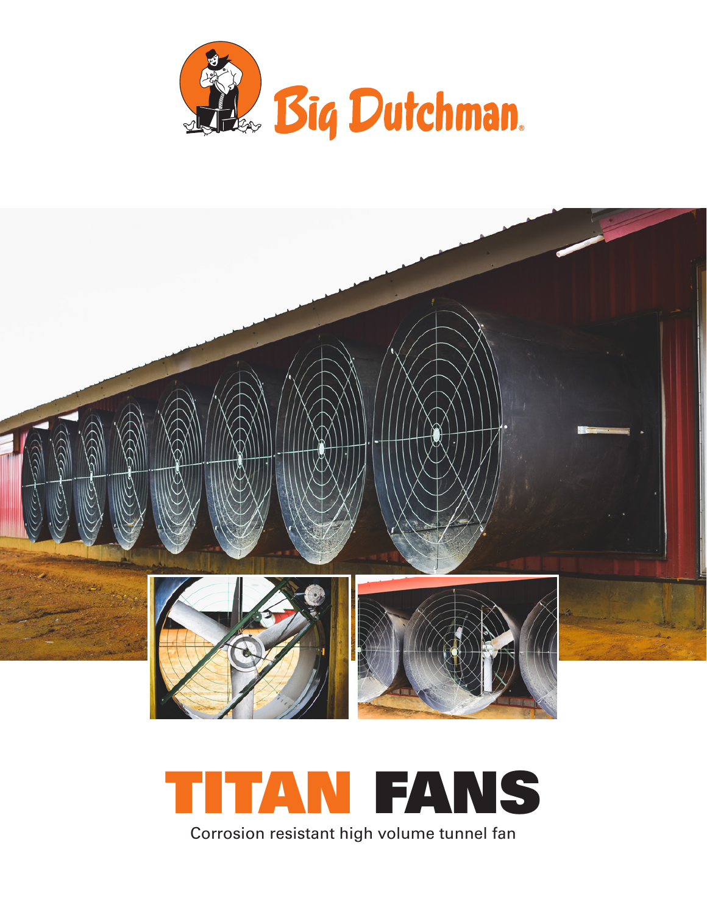Big Dutchman®

# TITAN FANS

Corrosion resistant high volume tunnel fan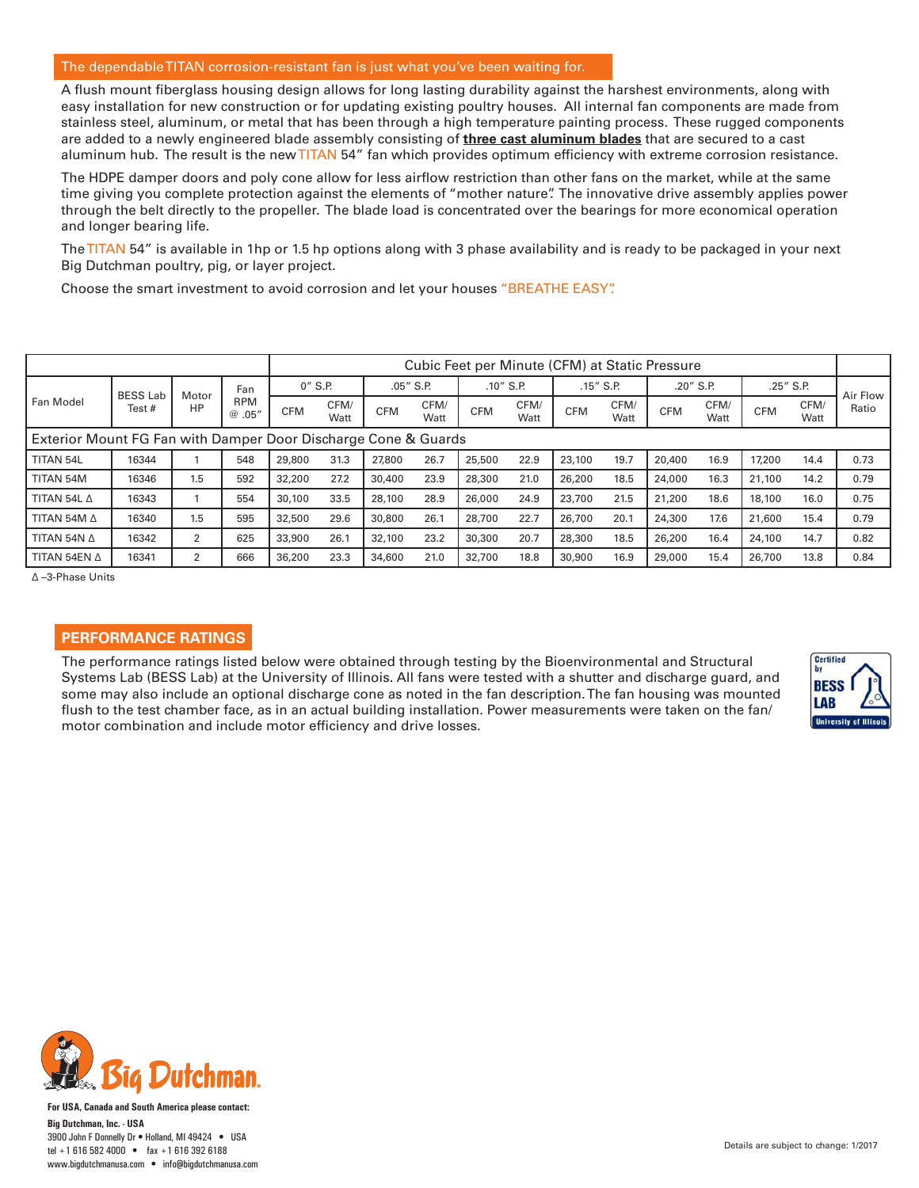## The dependable TITAN corrosion-resistant fan is just what you've been waiting for.

A flush mount fiberglass housing design allows for long lasting durability against the harshest environments, along with easy installation for new construction or for updating existing poultry houses. All internal fan components are made from stainless steel, aluminum, or metal that has been through a high temperature painting process. These rugged components are added to a newly engineered blade assembly consisting of **three cast aluminum blades** that are secured to a cast aluminum hub. The result is the new TITAN 54" fan which provides optimum efficiency with extreme corrosion resistance.

The HDPE damper doors and poly cone allow for less airflow restriction than other fans on the market, while at the same time giving you complete protection against the elements of "mother nature". The innovative drive assembly applies power through the belt directly to the propeller. The blade load is concentrated over the bearings for more economical operation and longer bearing life.

The TITAN 54" is available in 1hp or 1.5 hp options along with 3 phase availability and is ready to be packaged in your next Big Dutchman poultry, pig, or layer project.

Choose the smart investment to avoid corrosion and let your houses "BREATHE EASY".

| Fan Model | BESS Lab Test # | Motor HP | Fan RPM @ .05" | Cubic Feet per Minute (CFM) at Static Pressure | | | | | | | | | | | | Air Flow Ratio |
|---|---|---|---|---|---|---|---|---|---|---|---|---|---|---|---|---|
| | | | | 0" S.P. | | .05" S.P. | | .10" S.P. | | .15" S.P. | | .20" S.P. | | .25" S.P. | | |
| | | | | CFM | CFM/Watt | CFM | CFM/Watt | CFM | CFM/Watt | CFM | CFM/Watt | CFM | CFM/Watt | CFM | CFM/Watt | |
| Exterior Mount FG Fan with Damper Door Discharge Cone & Guards | | | | | | | | | | | | | | | | |
| TITAN 54L | 16344 | 1 | 548 | 29,800 | 31.3 | 27,800 | 26.7 | 25,500 | 22.9 | 23,100 | 19.7 | 20,400 | 16.9 | 17,200 | 14.4 | 0.73 |
| TITAN 54M | 16346 | 1.5 | 592 | 32,200 | 27.2 | 30,400 | 23.9 | 28,300 | 21.0 | 26,200 | 18.5 | 24,000 | 16.3 | 21,100 | 14.2 | 0.79 |
| TITAN 54L Δ | 16343 | 1 | 554 | 30,100 | 33.5 | 28,100 | 28.9 | 26,000 | 24.9 | 23,700 | 21.5 | 21,200 | 18.6 | 18,100 | 16.0 | 0.75 |
| TITAN 54M Δ | 16340 | 1.5 | 595 | 32,500 | 29.6 | 30,800 | 26.1 | 28,700 | 22.7 | 26,700 | 20.1 | 24,300 | 17.6 | 21,600 | 15.4 | 0.79 |
| TITAN 54N Δ | 16342 | 2 | 625 | 33,900 | 26.1 | 32,100 | 23.2 | 30,300 | 20.7 | 28,300 | 18.5 | 26,200 | 16.4 | 24,100 | 14.7 | 0.82 |
| TITAN 54EN Δ | 16341 | 2 | 666 | 36,200 | 23.3 | 34,600 | 21.0 | 32,700 | 18.8 | 30,900 | 16.9 | 29,000 | 15.4 | 26,700 | 13.8 | 0.84 |

Δ –3-Phase Units

## PERFORMANCE RATINGS

The performance ratings listed below were obtained through testing by the Bioenvironmental and Structural Systems Lab (BESS Lab) at the University of Illinois. All fans were tested with a shutter and discharge guard, and some may also include an optional discharge cone as noted in the fan description. The fan housing was mounted flush to the test chamber face, as in an actual building installation. Power measurements were taken on the fan/motor combination and include motor efficiency and drive losses.

Certified by BESS LAB University of Illinois

Big Dutchman.

**For USA, Canada and South America please contact:**

**Big Dutchman, Inc. · USA**
3900 John F Donnelly Dr • Holland, MI 49424 • USA
tel +1 616 582 4000 • fax +1 616 392 6188
www.bigdutchmanusa.com • info@bigdutchmanusa.com

Details are subject to change: 1/2017